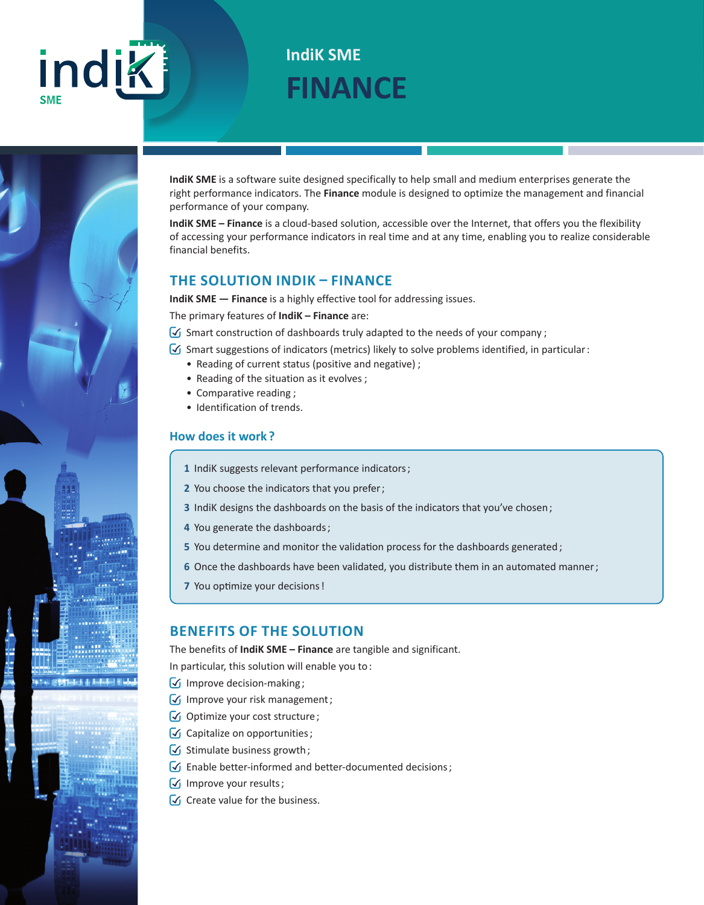# IndiK SME

# FINANCE

**IndiK SME** is a software suite designed specifically to help small and medium enterprises generate the right performance indicators. The **Finance** module is designed to optimize the management and financial performance of your company.

**IndiK SME – Finance** is a cloud-based solution, accessible over the Internet, that offers you the flexibility of accessing your performance indicators in real time and at any time, enabling you to realize considerable financial benefits.

## THE SOLUTION INDIK – FINANCE

**IndiK SME — Finance** is a highly effective tool for addressing issues.

The primary features of **IndiK – Finance** are:

- Smart construction of dashboards truly adapted to the needs of your company ;
- Smart suggestions of indicators (metrics) likely to solve problems identified, in particular :
  - Reading of current status (positive and negative) ;
  - Reading of the situation as it evolves ;
  - Comparative reading ;
  - Identification of trends.

### How does it work ?

1. IndiK suggests relevant performance indicators ;
2. You choose the indicators that you prefer ;
3. IndiK designs the dashboards on the basis of the indicators that you've chosen ;
4. You generate the dashboards ;
5. You determine and monitor the validation process for the dashboards generated ;
6. Once the dashboards have been validated, you distribute them in an automated manner ;
7. You optimize your decisions !

## BENEFITS OF THE SOLUTION

The benefits of **IndiK SME – Finance** are tangible and significant.

In particular, this solution will enable you to :

- Improve decision-making ;
- Improve your risk management ;
- Optimize your cost structure ;
- Capitalize on opportunities ;
- Stimulate business growth ;
- Enable better-informed and better-documented decisions ;
- Improve your results ;
- Create value for the business.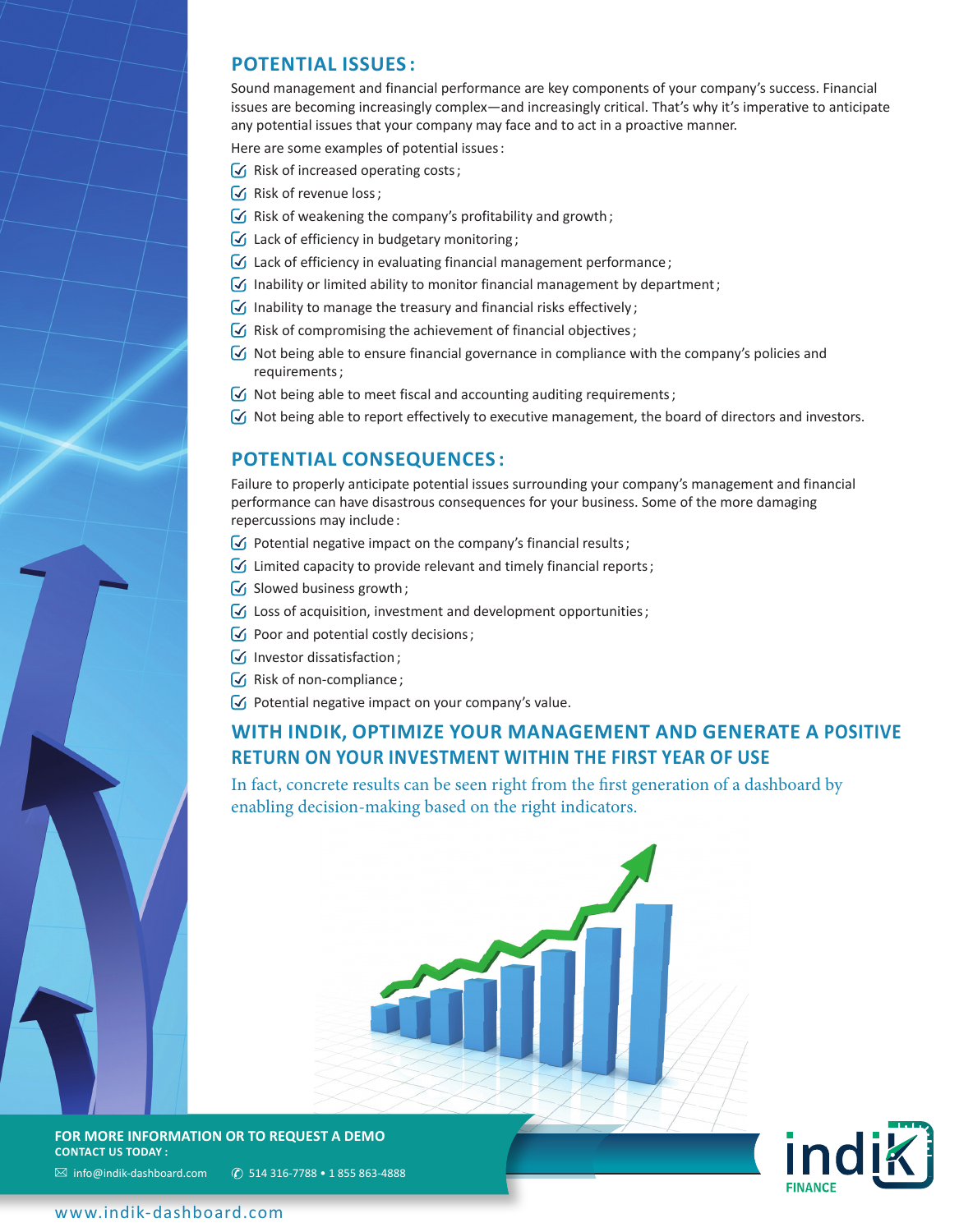## POTENTIAL ISSUES:

Sound management and financial performance are key components of your company's success. Financial issues are becoming increasingly complex—and increasingly critical. That's why it's imperative to anticipate any potential issues that your company may face and to act in a proactive manner.

Here are some examples of potential issues:

- Risk of increased operating costs;
- Risk of revenue loss;
- Risk of weakening the company's profitability and growth;
- Lack of efficiency in budgetary monitoring;
- Lack of efficiency in evaluating financial management performance;
- Inability or limited ability to monitor financial management by department;
- Inability to manage the treasury and financial risks effectively;
- Risk of compromising the achievement of financial objectives;
- Not being able to ensure financial governance in compliance with the company's policies and requirements;
- Not being able to meet fiscal and accounting auditing requirements;
- Not being able to report effectively to executive management, the board of directors and investors.

## POTENTIAL CONSEQUENCES:

Failure to properly anticipate potential issues surrounding your company's management and financial performance can have disastrous consequences for your business. Some of the more damaging repercussions may include:

- Potential negative impact on the company's financial results;
- Limited capacity to provide relevant and timely financial reports;
- Slowed business growth;
- Loss of acquisition, investment and development opportunities;
- Poor and potential costly decisions;
- Investor dissatisfaction;
- Risk of non-compliance;
- Potential negative impact on your company's value.

## WITH INDIK, OPTIMIZE YOUR MANAGEMENT AND GENERATE A POSITIVE RETURN ON YOUR INVESTMENT WITHIN THE FIRST YEAR OF USE

In fact, concrete results can be seen right from the first generation of a dashboard by enabling decision-making based on the right indicators.

**FOR MORE INFORMATION OR TO REQUEST A DEMO**
**CONTACT US TODAY:**

info@indik-dashboard.com    514 316-7788 • 1 855 863-4888

indik FINANCE

www.indik-dashboard.com